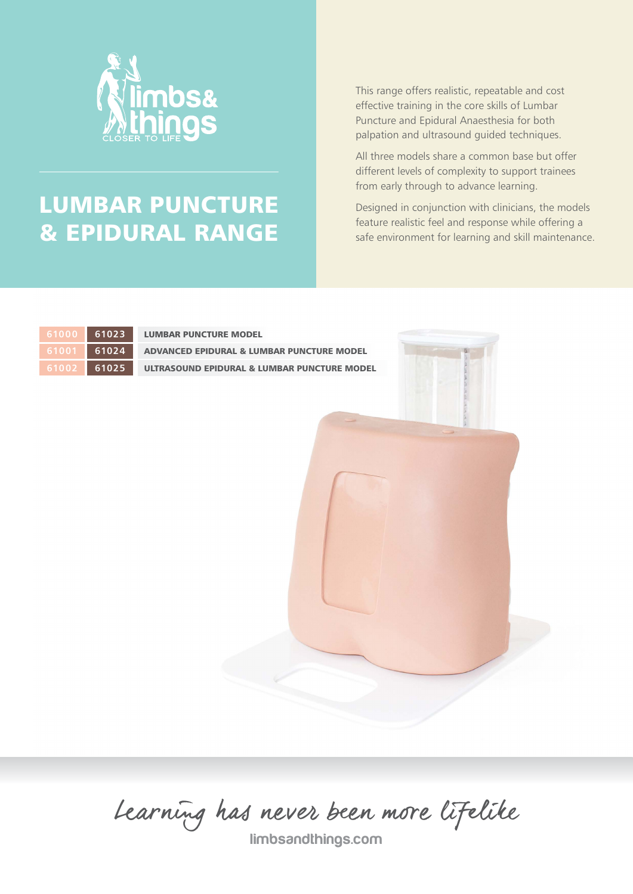limbs& things
CLOSER TO LIFE

# LUMBAR PUNCTURE & EPIDURAL RANGE

This range offers realistic, repeatable and cost effective training in the core skills of Lumbar Puncture and Epidural Anaesthesia for both palpation and ultrasound guided techniques.

All three models share a common base but offer different levels of complexity to support trainees from early through to advance learning.

Designed in conjunction with clinicians, the models feature realistic feel and response while offering a safe environment for learning and skill maintenance.

| | | |
|---|---|---|
| 61000 | 61023 | **LUMBAR PUNCTURE MODEL** |
| 61001 | 61024 | **ADVANCED EPIDURAL & LUMBAR PUNCTURE MODEL** |
| 61002 | 61025 | **ULTRASOUND EPIDURAL & LUMBAR PUNCTURE MODEL** |

*Learning has never been more lifelike*

limbsandthings.com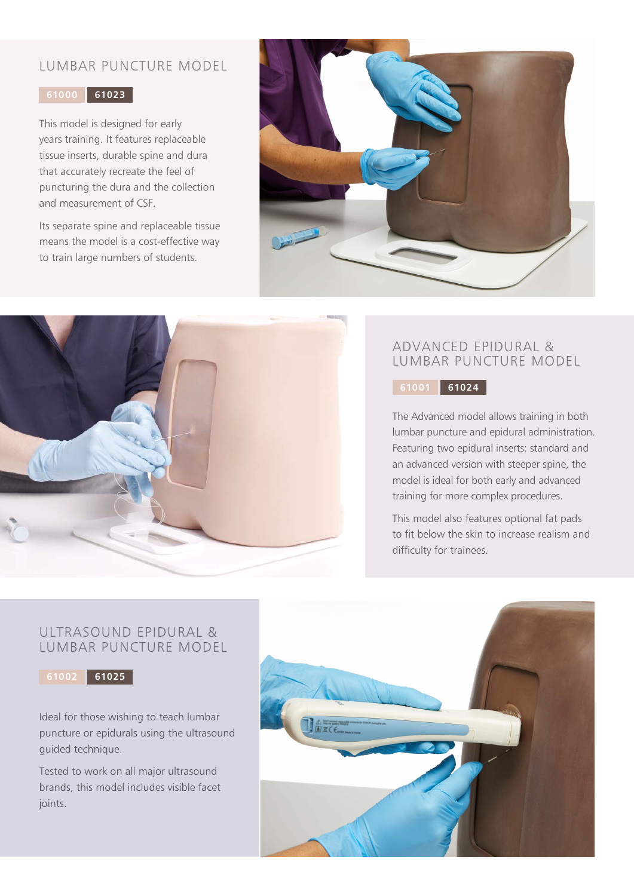## LUMBAR PUNCTURE MODEL

61000 | 61023

This model is designed for early years training. It features replaceable tissue inserts, durable spine and dura that accurately recreate the feel of puncturing the dura and the collection and measurement of CSF.

Its separate spine and replaceable tissue means the model is a cost-effective way to train large numbers of students.

## ADVANCED EPIDURAL & LUMBAR PUNCTURE MODEL

61001 | 61024

The Advanced model allows training in both lumbar puncture and epidural administration. Featuring two epidural inserts: standard and an advanced version with steeper spine, the model is ideal for both early and advanced training for more complex procedures.

This model also features optional fat pads to fit below the skin to increase realism and difficulty for trainees.

## ULTRASOUND EPIDURAL & LUMBAR PUNCTURE MODEL

61002 | 61025

Ideal for those wishing to teach lumbar puncture or epidurals using the ultrasound guided technique.

Tested to work on all major ultrasound brands, this model includes visible facet joints.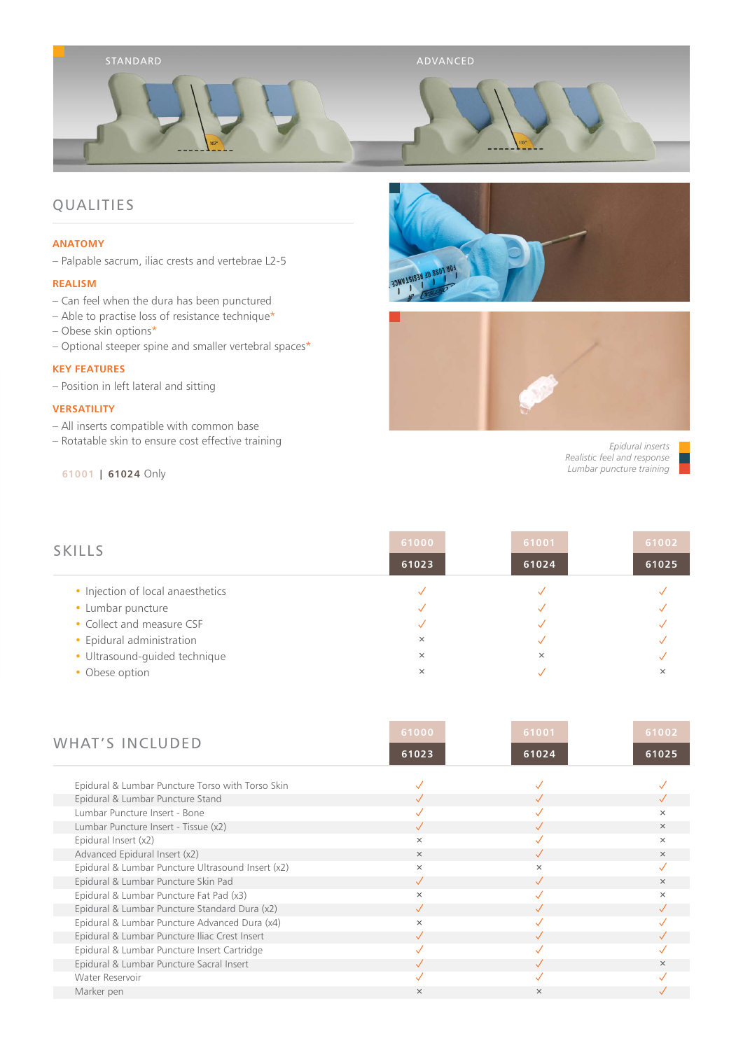STANDARD

ADVANCED

## QUALITIES

### ANATOMY

– Palpable sacrum, iliac crests and vertebrae L2-5

### REALISM

– Can feel when the dura has been punctured
– Able to practise loss of resistance technique*
– Obese skin options*
– Optional steeper spine and smaller vertebral spaces*

### KEY FEATURES

– Position in left lateral and sitting

### VERSATILITY

– All inserts compatible with common base
– Rotatable skin to ensure cost effective training

*61001 | **61024** Only

*Epidural inserts*
*Realistic feel and response*
*Lumbar puncture training*

## SKILLS

| | 61000 / 61023 | 61001 / 61024 | 61002 / 61025 |
|---|---|---|---|
| Injection of local anaesthetics | ✓ | ✓ | ✓ |
| Lumbar puncture | ✓ | ✓ | ✓ |
| Collect and measure CSF | ✓ | ✓ | ✓ |
| Epidural administration | × | ✓ | ✓ |
| Ultrasound-guided technique | × | × | ✓ |
| Obese option | × | ✓ | × |

## WHAT'S INCLUDED

| | 61000 / 61023 | 61001 / 61024 | 61002 / 61025 |
|---|---|---|---|
| Epidural & Lumbar Puncture Torso with Torso Skin | ✓ | ✓ | ✓ |
| Epidural & Lumbar Puncture Stand | ✓ | ✓ | ✓ |
| Lumbar Puncture Insert - Bone | ✓ | ✓ | × |
| Lumbar Puncture Insert - Tissue (x2) | ✓ | ✓ | × |
| Epidural Insert (x2) | × | ✓ | × |
| Advanced Epidural Insert (x2) | × | ✓ | × |
| Epidural & Lumbar Puncture Ultrasound Insert (x2) | × | × | ✓ |
| Epidural & Lumbar Puncture Skin Pad | ✓ | ✓ | × |
| Epidural & Lumbar Puncture Fat Pad (x3) | × | ✓ | × |
| Epidural & Lumbar Puncture Standard Dura (x2) | ✓ | ✓ | ✓ |
| Epidural & Lumbar Puncture Advanced Dura (x4) | × | ✓ | ✓ |
| Epidural & Lumbar Puncture Iliac Crest Insert | ✓ | ✓ | ✓ |
| Epidural & Lumbar Puncture Insert Cartridge | ✓ | ✓ | ✓ |
| Epidural & Lumbar Puncture Sacral Insert | ✓ | ✓ | × |
| Water Reservoir | ✓ | ✓ | ✓ |
| Marker pen | × | × | ✓ |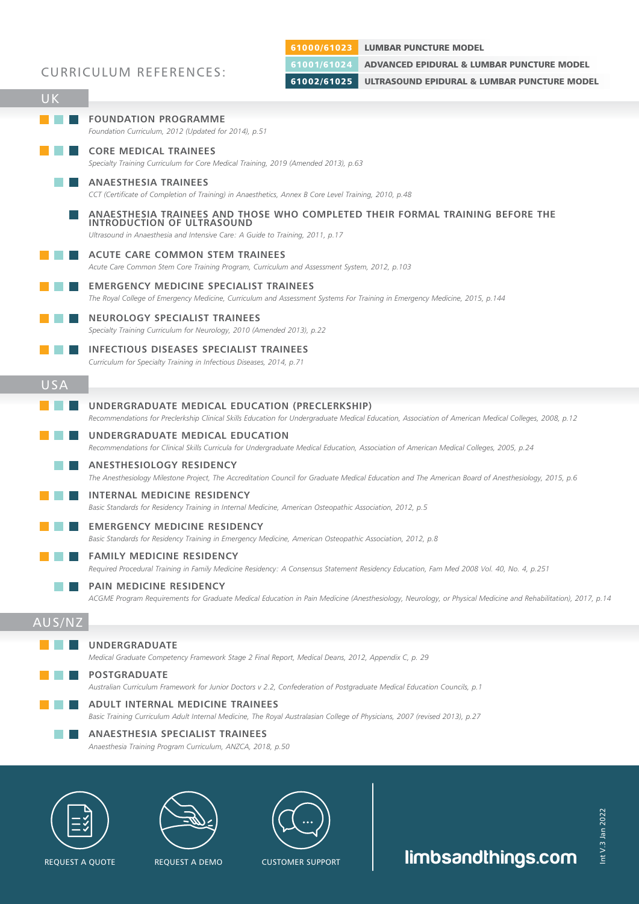| | |
|---|---|
| 61000/61023 | LUMBAR PUNCTURE MODEL |
| 61001/61024 | ADVANCED EPIDURAL & LUMBAR PUNCTURE MODEL |
| 61002/61025 | ULTRASOUND EPIDURAL & LUMBAR PUNCTURE MODEL |

# CURRICULUM REFERENCES:

## UK

### FOUNDATION PROGRAMME
*Foundation Curriculum, 2012 (Updated for 2014), p.51*

### CORE MEDICAL TRAINEES
*Specialty Training Curriculum for Core Medical Training, 2019 (Amended 2013), p.63*

### ANAESTHESIA TRAINEES
*CCT (Certificate of Completion of Training) in Anaesthetics, Annex B Core Level Training, 2010, p.48*

### ANAESTHESIA TRAINEES AND THOSE WHO COMPLETED THEIR FORMAL TRAINING BEFORE THE INTRODUCTION OF ULTRASOUND
*Ultrasound in Anaesthesia and Intensive Care: A Guide to Training, 2011, p.17*

### ACUTE CARE COMMON STEM TRAINEES
*Acute Care Common Stem Core Training Program, Curriculum and Assessment System, 2012, p.103*

### EMERGENCY MEDICINE SPECIALIST TRAINEES
*The Royal College of Emergency Medicine, Curriculum and Assessment Systems For Training in Emergency Medicine, 2015, p.144*

### NEUROLOGY SPECIALIST TRAINEES
*Specialty Training Curriculum for Neurology, 2010 (Amended 2013), p.22*

### INFECTIOUS DISEASES SPECIALIST TRAINEES
*Curriculum for Specialty Training in Infectious Diseases, 2014, p.71*

## USA

### UNDERGRADUATE MEDICAL EDUCATION (PRECLERKSHIP)
*Recommendations for Preclerkship Clinical Skills Education for Undergraduate Medical Education, Association of American Medical Colleges, 2008, p.12*

### UNDERGRADUATE MEDICAL EDUCATION
*Recommendations for Clinical Skills Curricula for Undergraduate Medical Education, Association of American Medical Colleges, 2005, p.24*

### ANESTHESIOLOGY RESIDENCY
*The Anesthesiology Milestone Project, The Accreditation Council for Graduate Medical Education and The American Board of Anesthesiology, 2015, p.6*

### INTERNAL MEDICINE RESIDENCY
*Basic Standards for Residency Training in Internal Medicine, American Osteopathic Association, 2012, p.5*

### EMERGENCY MEDICINE RESIDENCY
*Basic Standards for Residency Training in Emergency Medicine, American Osteopathic Association, 2012, p.8*

### FAMILY MEDICINE RESIDENCY
*Required Procedural Training in Family Medicine Residency: A Consensus Statement Residency Education, Fam Med 2008 Vol. 40, No. 4, p.251*

### PAIN MEDICINE RESIDENCY
*ACGME Program Requirements for Graduate Medical Education in Pain Medicine (Anesthesiology, Neurology, or Physical Medicine and Rehabilitation), 2017, p.14*

## AUS/NZ

### UNDERGRADUATE
*Medical Graduate Competency Framework Stage 2 Final Report, Medical Deans, 2012, Appendix C, p. 29*

### POSTGRADUATE
*Australian Curriculum Framework for Junior Doctors v 2.2, Confederation of Postgraduate Medical Education Councils, p.1*

### ADULT INTERNAL MEDICINE TRAINEES
*Basic Training Curriculum Adult Internal Medicine, The Royal Australasian College of Physicians, 2007 (revised 2013), p.27*

### ANAESTHESIA SPECIALIST TRAINEES
*Anaesthesia Training Program Curriculum, ANZCA, 2018, p.50*

REQUEST A QUOTE | REQUEST A DEMO | CUSTOMER SUPPORT

**limbsandthings.com**

Int V.3 Jan 2022